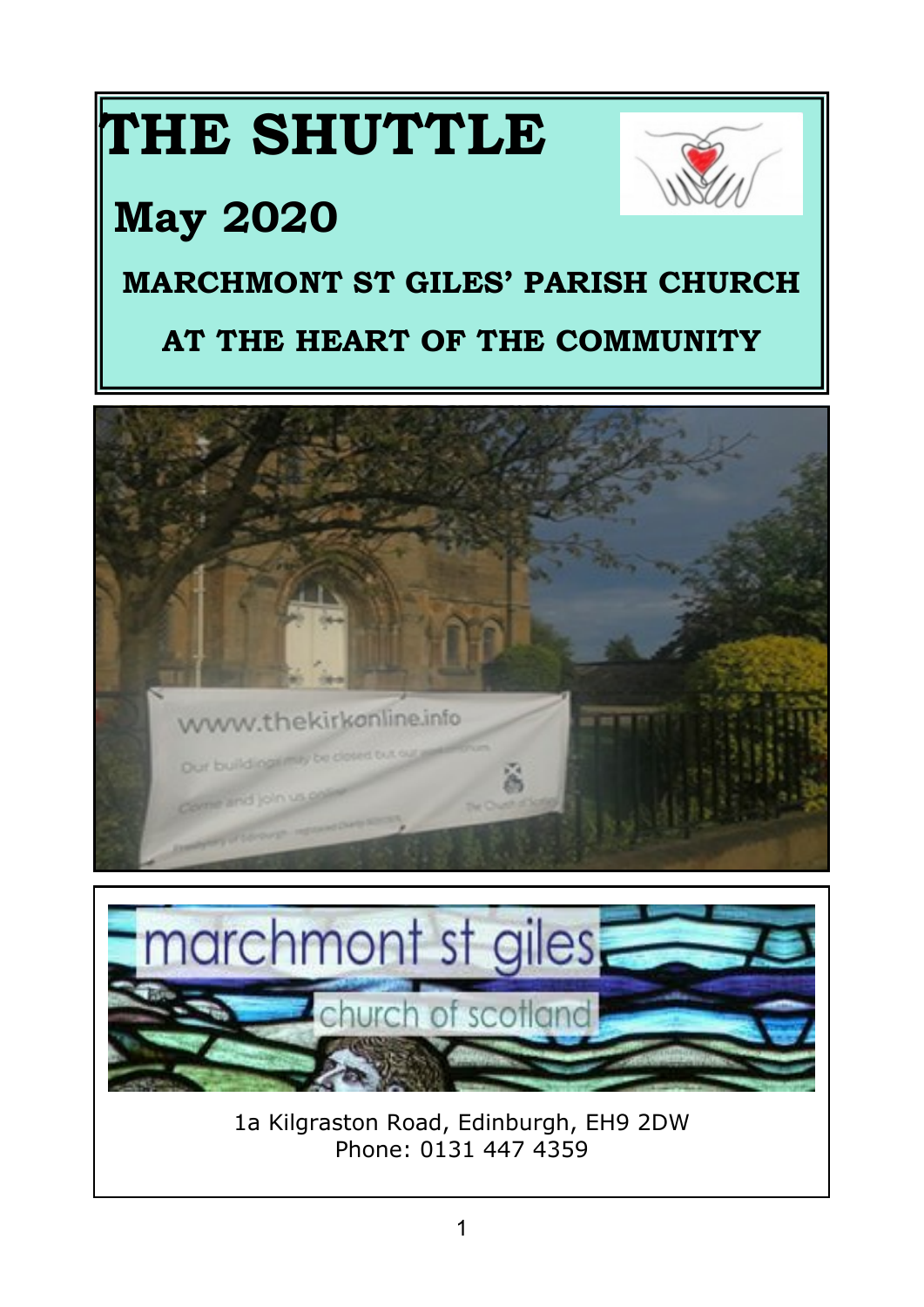# THE SHUTTLE

## May 2020

**MARCHMONT ST GILES' PARISH CHURCH**

**AT THE HEART OF THE COMMUNITY**

1a Kilgraston Road, Edinburgh, EH9 2DW
Phone: 0131 447 4359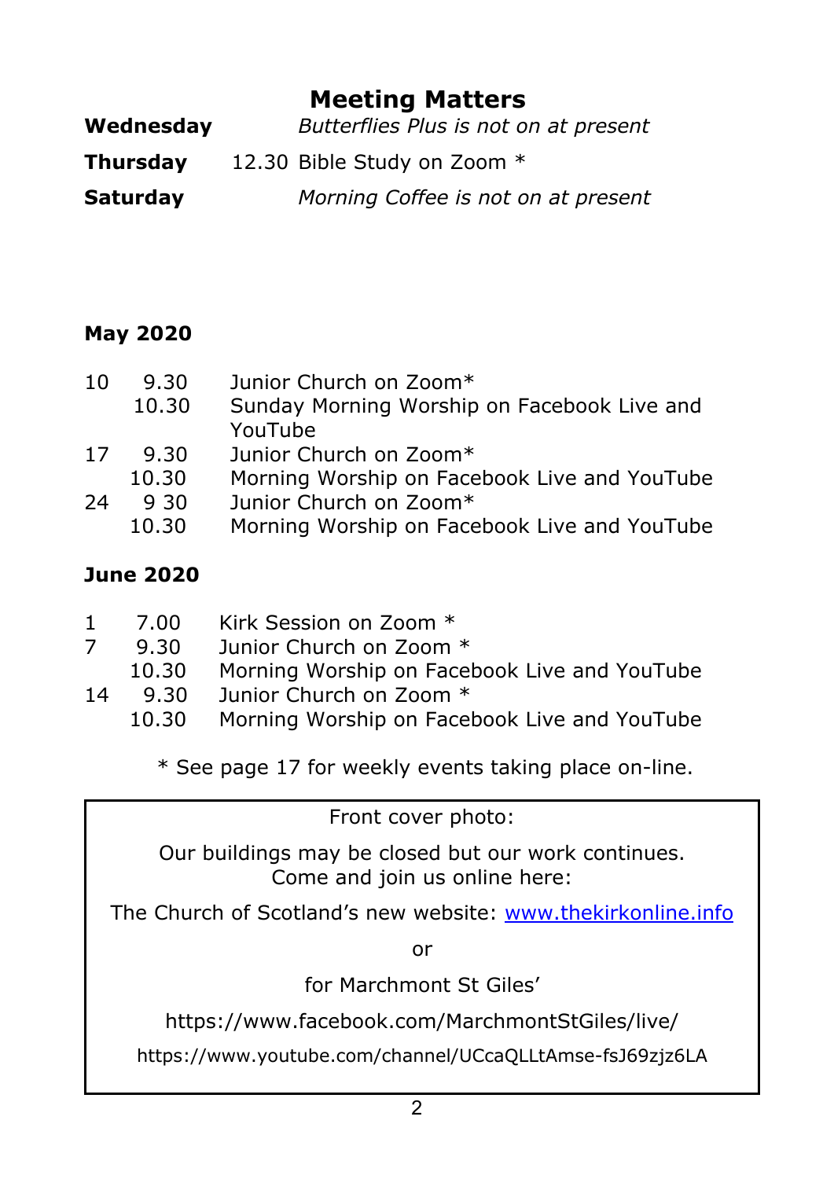# Meeting Matters

| | | |
|---|---|---|
| **Wednesday** | | *Butterflies Plus is not on at present* |
| **Thursday** | 12.30 | Bible Study on Zoom * |
| **Saturday** | | *Morning Coffee is not on at present* |

**May 2020**

| | | |
|---|---|---|
| 10 | 9.30 | Junior Church on Zoom* |
| | 10.30 | Sunday Morning Worship on Facebook Live and YouTube |
| 17 | 9.30 | Junior Church on Zoom* |
| | 10.30 | Morning Worship on Facebook Live and YouTube |
| 24 | 9 30 | Junior Church on Zoom* |
| | 10.30 | Morning Worship on Facebook Live and YouTube |

**June 2020**

| | | |
|---|---|---|
| 1 | 7.00 | Kirk Session on Zoom * |
| 7 | 9.30 | Junior Church on Zoom * |
| | 10.30 | Morning Worship on Facebook Live and YouTube |
| 14 | 9.30 | Junior Church on Zoom * |
| | 10.30 | Morning Worship on Facebook Live and YouTube |

* See page 17 for weekly events taking place on-line.

---

Front cover photo:

Our buildings may be closed but our work continues.
Come and join us online here:

The Church of Scotland's new website: [www.thekirkonline.info](www.thekirkonline.info)

or

for Marchmont St Giles'

https://www.facebook.com/MarchmontStGiles/live/

https://www.youtube.com/channel/UCcaQLLtAmse-fsJ69zjz6LA

---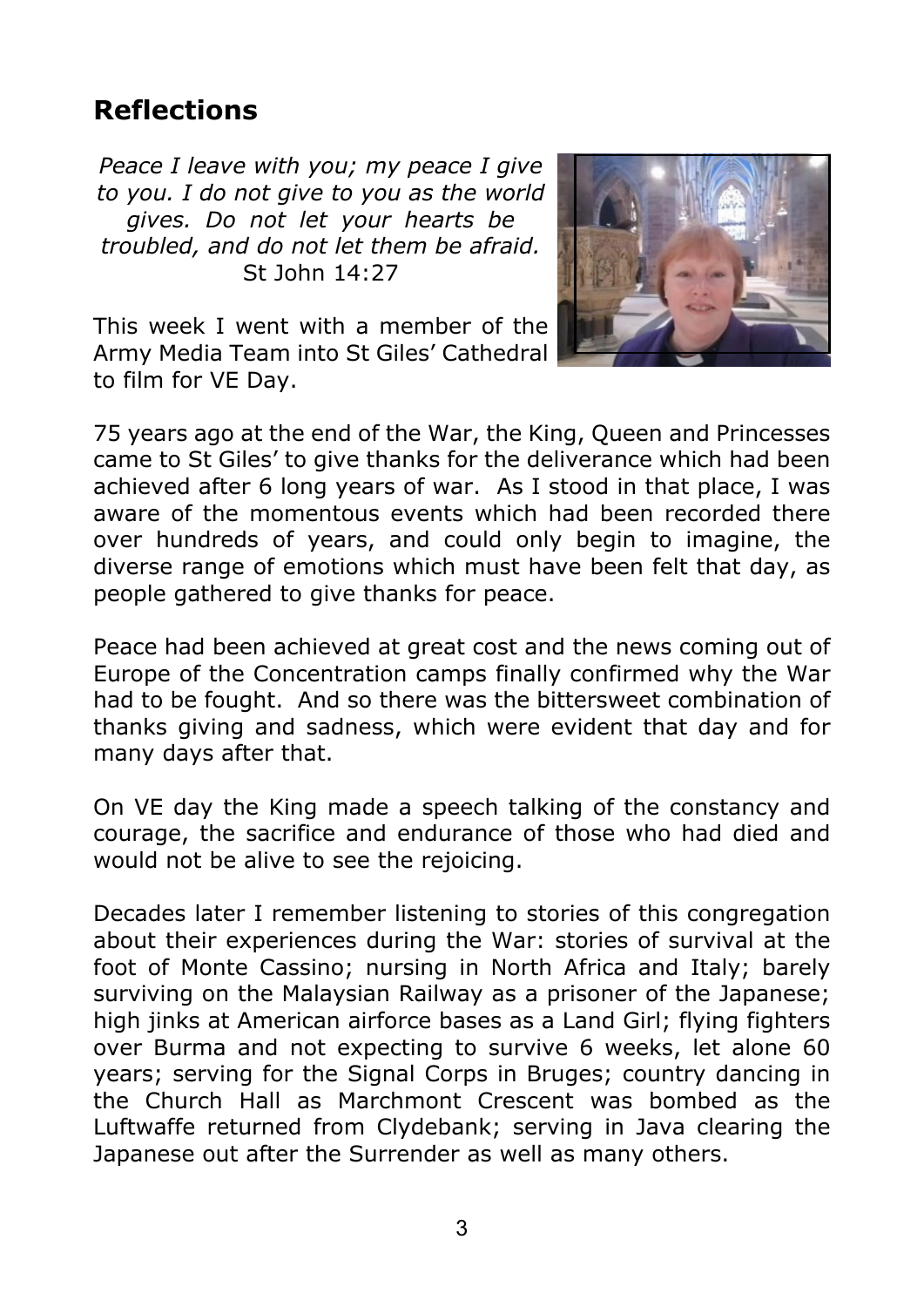## Reflections

*Peace I leave with you; my peace I give to you. I do not give to you as the world gives. Do not let your hearts be troubled, and do not let them be afraid.*
St John 14:27

This week I went with a member of the Army Media Team into St Giles' Cathedral to film for VE Day.

75 years ago at the end of the War, the King, Queen and Princesses came to St Giles' to give thanks for the deliverance which had been achieved after 6 long years of war. As I stood in that place, I was aware of the momentous events which had been recorded there over hundreds of years, and could only begin to imagine, the diverse range of emotions which must have been felt that day, as people gathered to give thanks for peace.

Peace had been achieved at great cost and the news coming out of Europe of the Concentration camps finally confirmed why the War had to be fought. And so there was the bittersweet combination of thanks giving and sadness, which were evident that day and for many days after that.

On VE day the King made a speech talking of the constancy and courage, the sacrifice and endurance of those who had died and would not be alive to see the rejoicing.

Decades later I remember listening to stories of this congregation about their experiences during the War: stories of survival at the foot of Monte Cassino; nursing in North Africa and Italy; barely surviving on the Malaysian Railway as a prisoner of the Japanese; high jinks at American airforce bases as a Land Girl; flying fighters over Burma and not expecting to survive 6 weeks, let alone 60 years; serving for the Signal Corps in Bruges; country dancing in the Church Hall as Marchmont Crescent was bombed as the Luftwaffe returned from Clydebank; serving in Java clearing the Japanese out after the Surrender as well as many others.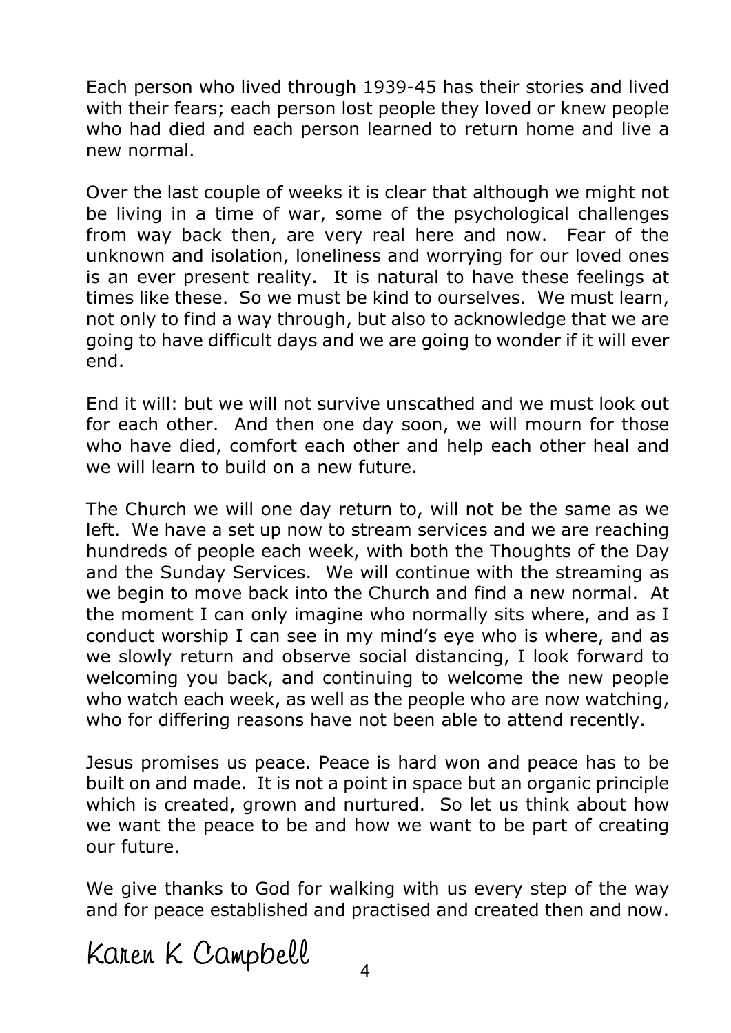Each person who lived through 1939-45 has their stories and lived with their fears; each person lost people they loved or knew people who had died and each person learned to return home and live a new normal.

Over the last couple of weeks it is clear that although we might not be living in a time of war, some of the psychological challenges from way back then, are very real here and now. Fear of the unknown and isolation, loneliness and worrying for our loved ones is an ever present reality. It is natural to have these feelings at times like these. So we must be kind to ourselves. We must learn, not only to find a way through, but also to acknowledge that we are going to have difficult days and we are going to wonder if it will ever end.

End it will: but we will not survive unscathed and we must look out for each other. And then one day soon, we will mourn for those who have died, comfort each other and help each other heal and we will learn to build on a new future.

The Church we will one day return to, will not be the same as we left. We have a set up now to stream services and we are reaching hundreds of people each week, with both the Thoughts of the Day and the Sunday Services. We will continue with the streaming as we begin to move back into the Church and find a new normal. At the moment I can only imagine who normally sits where, and as I conduct worship I can see in my mind's eye who is where, and as we slowly return and observe social distancing, I look forward to welcoming you back, and continuing to welcome the new people who watch each week, as well as the people who are now watching, who for differing reasons have not been able to attend recently.

Jesus promises us peace. Peace is hard won and peace has to be built on and made. It is not a point in space but an organic principle which is created, grown and nurtured. So let us think about how we want the peace to be and how we want to be part of creating our future.

We give thanks to God for walking with us every step of the way and for peace established and practised and created then and now.

Karen K Campbell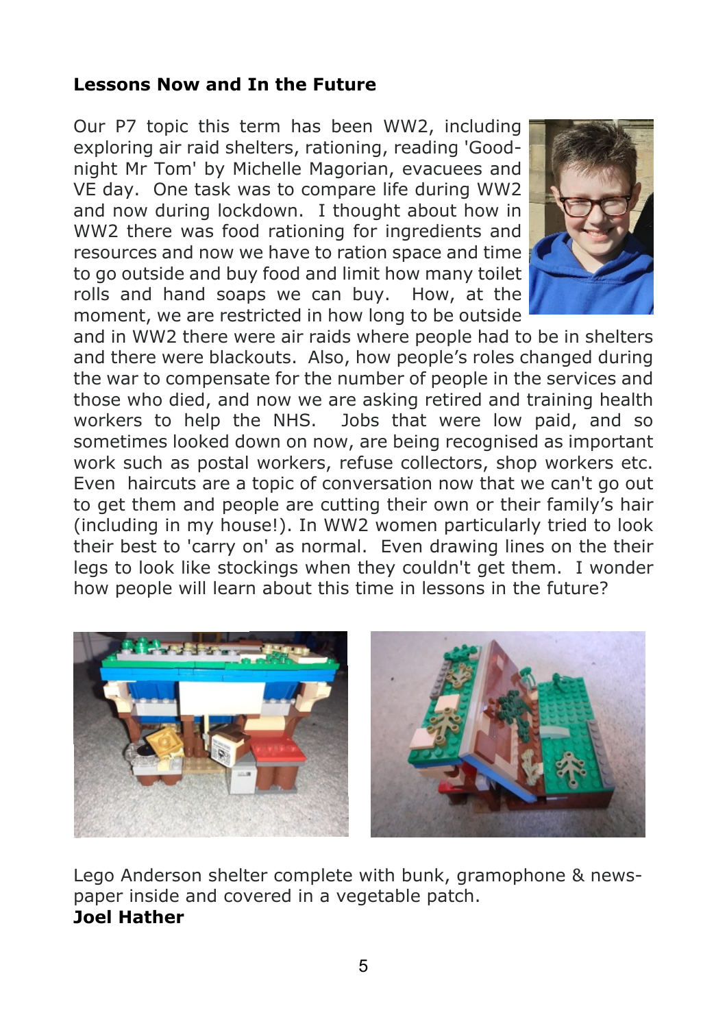**Lessons Now and In the Future**

Our P7 topic this term has been WW2, including exploring air raid shelters, rationing, reading 'Goodnight Mr Tom' by Michelle Magorian, evacuees and VE day. One task was to compare life during WW2 and now during lockdown. I thought about how in WW2 there was food rationing for ingredients and resources and now we have to ration space and time to go outside and buy food and limit how many toilet rolls and hand soaps we can buy. How, at the moment, we are restricted in how long to be outside and in WW2 there were air raids where people had to be in shelters and there were blackouts. Also, how people's roles changed during the war to compensate for the number of people in the services and those who died, and now we are asking retired and training health workers to help the NHS. Jobs that were low paid, and so sometimes looked down on now, are being recognised as important work such as postal workers, refuse collectors, shop workers etc. Even haircuts are a topic of conversation now that we can't go out to get them and people are cutting their own or their family's hair (including in my house!). In WW2 women particularly tried to look their best to 'carry on' as normal. Even drawing lines on the their legs to look like stockings when they couldn't get them. I wonder how people will learn about this time in lessons in the future?

Lego Anderson shelter complete with bunk, gramophone & newspaper inside and covered in a vegetable patch.

**Joel Hather**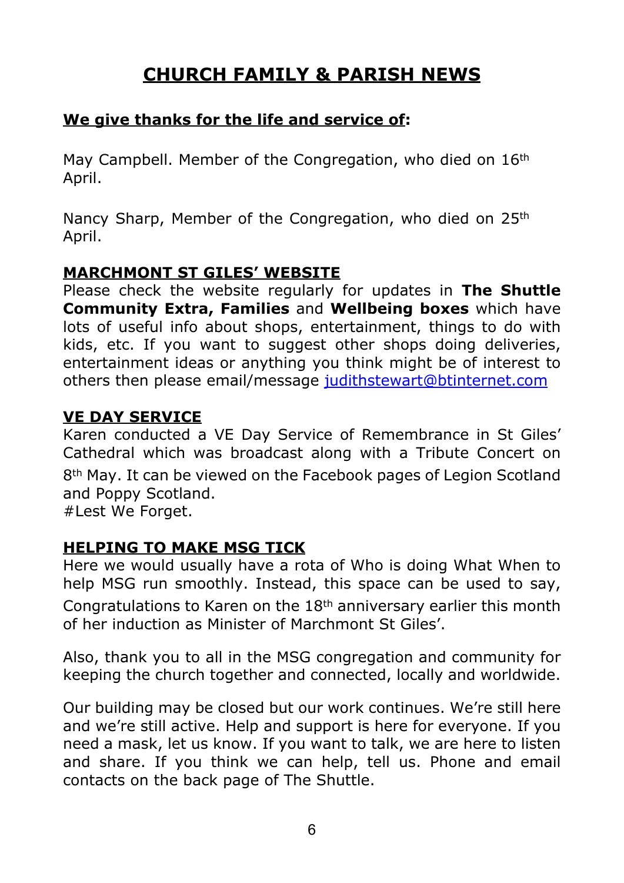# CHURCH FAMILY & PARISH NEWS

**We give thanks for the life and service of:**

May Campbell. Member of the Congregation, who died on 16th April.

Nancy Sharp, Member of the Congregation, who died on 25th April.

## MARCHMONT ST GILES' WEBSITE

Please check the website regularly for updates in **The Shuttle Community Extra, Families** and **Wellbeing boxes** which have lots of useful info about shops, entertainment, things to do with kids, etc. If you want to suggest other shops doing deliveries, entertainment ideas or anything you think might be of interest to others then please email/message judithstewart@btinternet.com

## VE DAY SERVICE

Karen conducted a VE Day Service of Remembrance in St Giles' Cathedral which was broadcast along with a Tribute Concert on 8th May. It can be viewed on the Facebook pages of Legion Scotland and Poppy Scotland.
#Lest We Forget.

## HELPING TO MAKE MSG TICK

Here we would usually have a rota of Who is doing What When to help MSG run smoothly. Instead, this space can be used to say, Congratulations to Karen on the 18th anniversary earlier this month of her induction as Minister of Marchmont St Giles'.

Also, thank you to all in the MSG congregation and community for keeping the church together and connected, locally and worldwide.

Our building may be closed but our work continues. We're still here and we're still active. Help and support is here for everyone. If you need a mask, let us know. If you want to talk, we are here to listen and share. If you think we can help, tell us. Phone and email contacts on the back page of The Shuttle.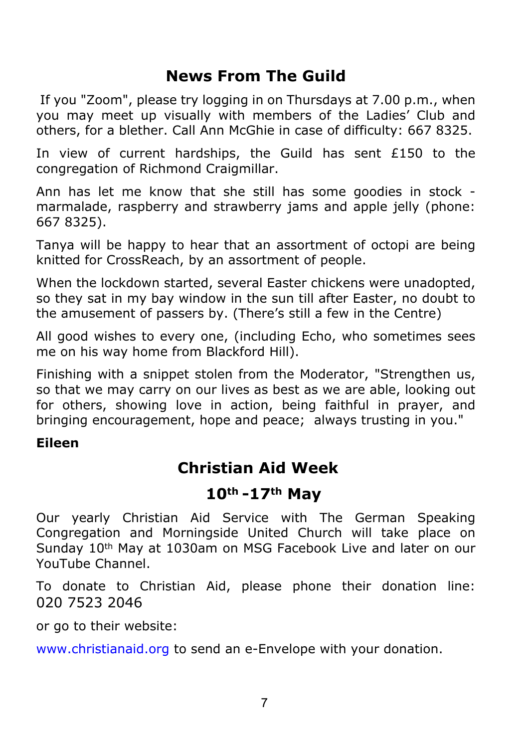## News From The Guild

If you "Zoom", please try logging in on Thursdays at 7.00 p.m., when you may meet up visually with members of the Ladies' Club and others, for a blether. Call Ann McGhie in case of difficulty: 667 8325.

In view of current hardships, the Guild has sent £150 to the congregation of Richmond Craigmillar.

Ann has let me know that she still has some goodies in stock - marmalade, raspberry and strawberry jams and apple jelly (phone: 667 8325).

Tanya will be happy to hear that an assortment of octopi are being knitted for CrossReach, by an assortment of people.

When the lockdown started, several Easter chickens were unadopted, so they sat in my bay window in the sun till after Easter, no doubt to the amusement of passers by. (There's still a few in the Centre)

All good wishes to every one, (including Echo, who sometimes sees me on his way home from Blackford Hill).

Finishing with a snippet stolen from the Moderator, "Strengthen us, so that we may carry on our lives as best as we are able, looking out for others, showing love in action, being faithful in prayer, and bringing encouragement, hope and peace; always trusting in you."

**Eileen**

## Christian Aid Week

## 10th -17th May

Our yearly Christian Aid Service with The German Speaking Congregation and Morningside United Church will take place on Sunday 10th May at 1030am on MSG Facebook Live and later on our YouTube Channel.

To donate to Christian Aid, please phone their donation line: 020 7523 2046

or go to their website:

www.christianaid.org to send an e-Envelope with your donation.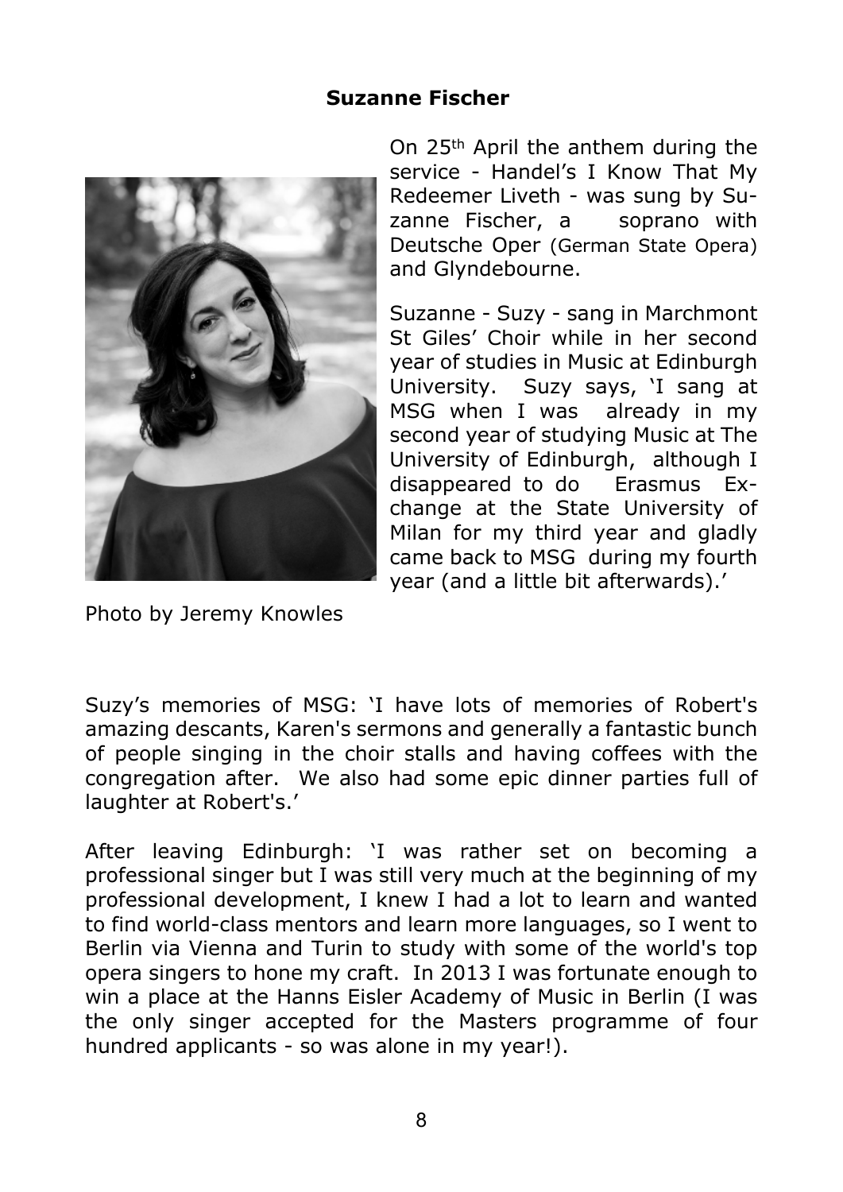## Suzanne Fischer

On 25th April the anthem during the service - Handel's I Know That My Redeemer Liveth - was sung by Suzanne Fischer, a soprano with Deutsche Oper (German State Opera) and Glyndebourne.

Suzanne - Suzy - sang in Marchmont St Giles' Choir while in her second year of studies in Music at Edinburgh University. Suzy says, 'I sang at MSG when I was already in my second year of studying Music at The University of Edinburgh, although I disappeared to do Erasmus Exchange at the State University of Milan for my third year and gladly came back to MSG during my fourth year (and a little bit afterwards).'

Photo by Jeremy Knowles

Suzy's memories of MSG: 'I have lots of memories of Robert's amazing descants, Karen's sermons and generally a fantastic bunch of people singing in the choir stalls and having coffees with the congregation after. We also had some epic dinner parties full of laughter at Robert's.'

After leaving Edinburgh: 'I was rather set on becoming a professional singer but I was still very much at the beginning of my professional development, I knew I had a lot to learn and wanted to find world-class mentors and learn more languages, so I went to Berlin via Vienna and Turin to study with some of the world's top opera singers to hone my craft. In 2013 I was fortunate enough to win a place at the Hanns Eisler Academy of Music in Berlin (I was the only singer accepted for the Masters programme of four hundred applicants - so was alone in my year!).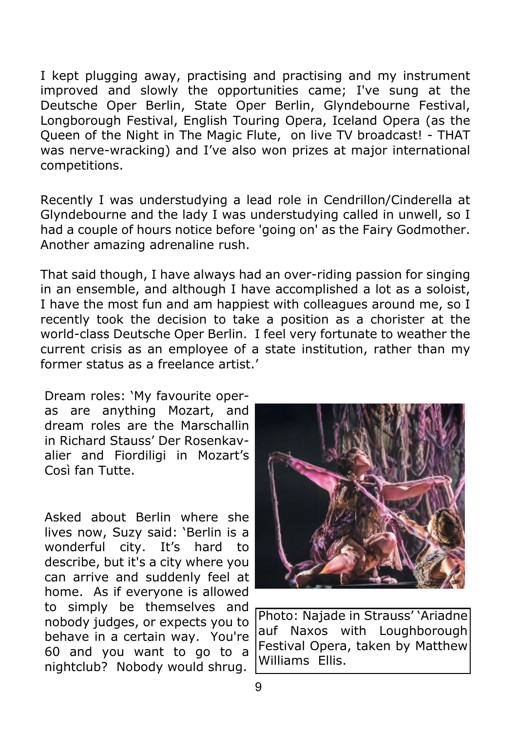I kept plugging away, practising and practising and my instrument improved and slowly the opportunities came; I've sung at the Deutsche Oper Berlin, State Oper Berlin, Glyndebourne Festival, Longborough Festival, English Touring Opera, Iceland Opera (as the Queen of the Night in The Magic Flute, on live TV broadcast! - THAT was nerve-wracking) and I've also won prizes at major international competitions.

Recently I was understudying a lead role in Cendrillon/Cinderella at Glyndebourne and the lady I was understudying called in unwell, so I had a couple of hours notice before 'going on' as the Fairy Godmother. Another amazing adrenaline rush.

That said though, I have always had an over-riding passion for singing in an ensemble, and although I have accomplished a lot as a soloist, I have the most fun and am happiest with colleagues around me, so I recently took the decision to take a position as a chorister at the world-class Deutsche Oper Berlin. I feel very fortunate to weather the current crisis as an employee of a state institution, rather than my former status as a freelance artist.'

Dream roles: 'My favourite operas are anything Mozart, and dream roles are the Marschallin in Richard Stauss' Der Rosenkavalier and Fiordiligi in Mozart's Così fan Tutte.

Asked about Berlin where she lives now, Suzy said: 'Berlin is a wonderful city. It's hard to describe, but it's a city where you can arrive and suddenly feel at home. As if everyone is allowed to simply be themselves and nobody judges, or expects you to behave in a certain way. You're 60 and you want to go to a nightclub? Nobody would shrug.

Photo: Najade in Strauss' 'Ariadne auf Naxos with Loughborough Festival Opera, taken by Matthew Williams Ellis.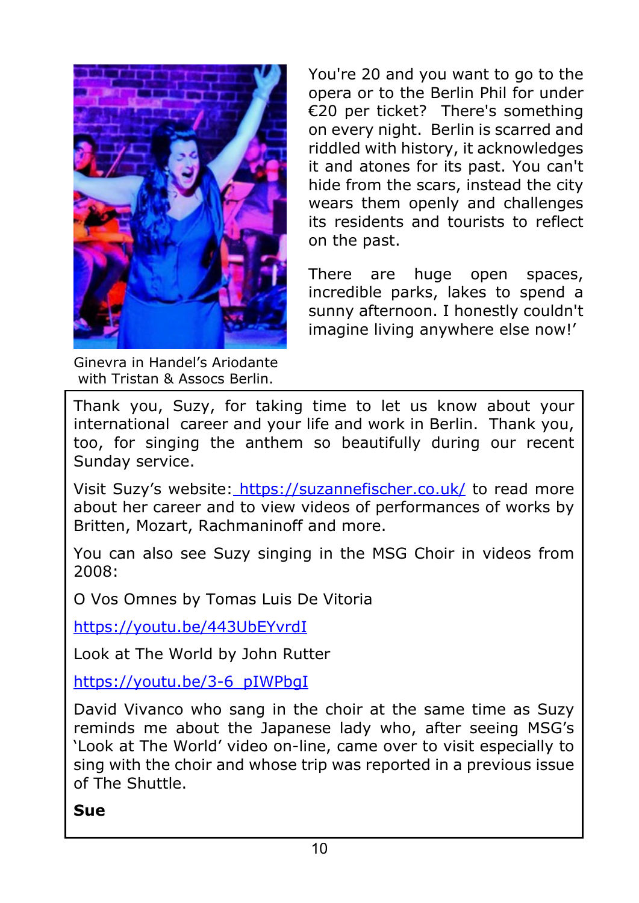You're 20 and you want to go to the opera or to the Berlin Phil for under €20 per ticket? There's something on every night. Berlin is scarred and riddled with history, it acknowledges it and atones for its past. You can't hide from the scars, instead the city wears them openly and challenges its residents and tourists to reflect on the past.

There are huge open spaces, incredible parks, lakes to spend a sunny afternoon. I honestly couldn't imagine living anywhere else now!'

Ginevra in Handel's Ariodante with Tristan & Assocs Berlin.

Thank you, Suzy, for taking time to let us know about your international career and your life and work in Berlin. Thank you, too, for singing the anthem so beautifully during our recent Sunday service.

Visit Suzy's website: https://suzannefischer.co.uk/ to read more about her career and to view videos of performances of works by Britten, Mozart, Rachmaninoff and more.

You can also see Suzy singing in the MSG Choir in videos from 2008:

O Vos Omnes by Tomas Luis De Vitoria

https://youtu.be/443UbEYvrdI

Look at The World by John Rutter

https://youtu.be/3-6_pIWPbgI

David Vivanco who sang in the choir at the same time as Suzy reminds me about the Japanese lady who, after seeing MSG's 'Look at The World' video on-line, came over to visit especially to sing with the choir and whose trip was reported in a previous issue of The Shuttle.

**Sue**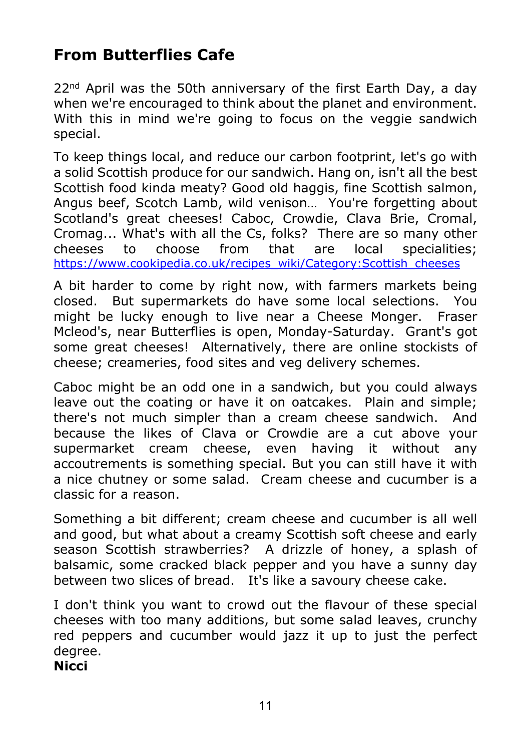## From Butterflies Cafe

22nd April was the 50th anniversary of the first Earth Day, a day when we're encouraged to think about the planet and environment. With this in mind we're going to focus on the veggie sandwich special.

To keep things local, and reduce our carbon footprint, let's go with a solid Scottish produce for our sandwich. Hang on, isn't all the best Scottish food kinda meaty? Good old haggis, fine Scottish salmon, Angus beef, Scotch Lamb, wild venison… You're forgetting about Scotland's great cheeses! Caboc, Crowdie, Clava Brie, Cromal, Cromag... What's with all the Cs, folks? There are so many other cheeses to choose from that are local specialities; https://www.cookipedia.co.uk/recipes_wiki/Category:Scottish_cheeses

A bit harder to come by right now, with farmers markets being closed. But supermarkets do have some local selections. You might be lucky enough to live near a Cheese Monger. Fraser Mcleod's, near Butterflies is open, Monday-Saturday. Grant's got some great cheeses! Alternatively, there are online stockists of cheese; creameries, food sites and veg delivery schemes.

Caboc might be an odd one in a sandwich, but you could always leave out the coating or have it on oatcakes. Plain and simple; there's not much simpler than a cream cheese sandwich. And because the likes of Clava or Crowdie are a cut above your supermarket cream cheese, even having it without any accoutrements is something special. But you can still have it with a nice chutney or some salad. Cream cheese and cucumber is a classic for a reason.

Something a bit different; cream cheese and cucumber is all well and good, but what about a creamy Scottish soft cheese and early season Scottish strawberries? A drizzle of honey, a splash of balsamic, some cracked black pepper and you have a sunny day between two slices of bread. It's like a savoury cheese cake.

I don't think you want to crowd out the flavour of these special cheeses with too many additions, but some salad leaves, crunchy red peppers and cucumber would jazz it up to just the perfect degree.

**Nicci**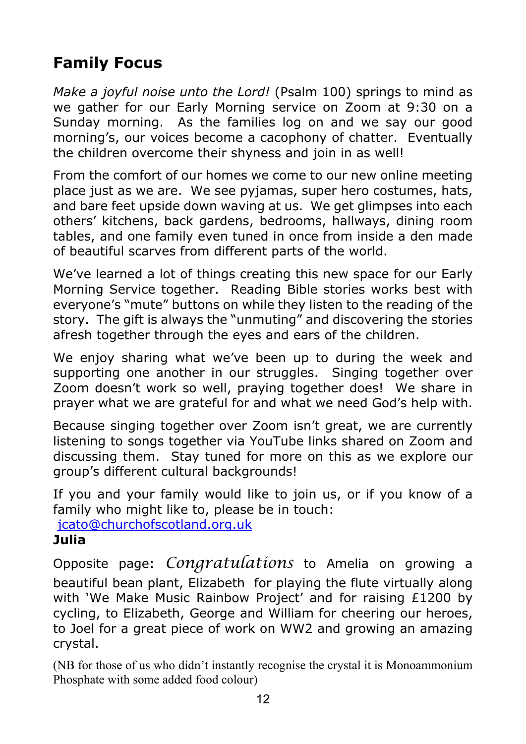## Family Focus

*Make a joyful noise unto the Lord!* (Psalm 100) springs to mind as we gather for our Early Morning service on Zoom at 9:30 on a Sunday morning. As the families log on and we say our good morning's, our voices become a cacophony of chatter. Eventually the children overcome their shyness and join in as well!

From the comfort of our homes we come to our new online meeting place just as we are. We see pyjamas, super hero costumes, hats, and bare feet upside down waving at us. We get glimpses into each others' kitchens, back gardens, bedrooms, hallways, dining room tables, and one family even tuned in once from inside a den made of beautiful scarves from different parts of the world.

We've learned a lot of things creating this new space for our Early Morning Service together. Reading Bible stories works best with everyone's "mute" buttons on while they listen to the reading of the story. The gift is always the "unmuting" and discovering the stories afresh together through the eyes and ears of the children.

We enjoy sharing what we've been up to during the week and supporting one another in our struggles. Singing together over Zoom doesn't work so well, praying together does! We share in prayer what we are grateful for and what we need God's help with.

Because singing together over Zoom isn't great, we are currently listening to songs together via YouTube links shared on Zoom and discussing them. Stay tuned for more on this as we explore our group's different cultural backgrounds!

If you and your family would like to join us, or if you know of a family who might like to, please be in touch:
jcato@churchofscotland.org.uk

**Julia**

Opposite page: *Congratulations* to Amelia on growing a beautiful bean plant, Elizabeth for playing the flute virtually along with 'We Make Music Rainbow Project' and for raising £1200 by cycling, to Elizabeth, George and William for cheering our heroes, to Joel for a great piece of work on WW2 and growing an amazing crystal.

(NB for those of us who didn't instantly recognise the crystal it is Monoammonium Phosphate with some added food colour)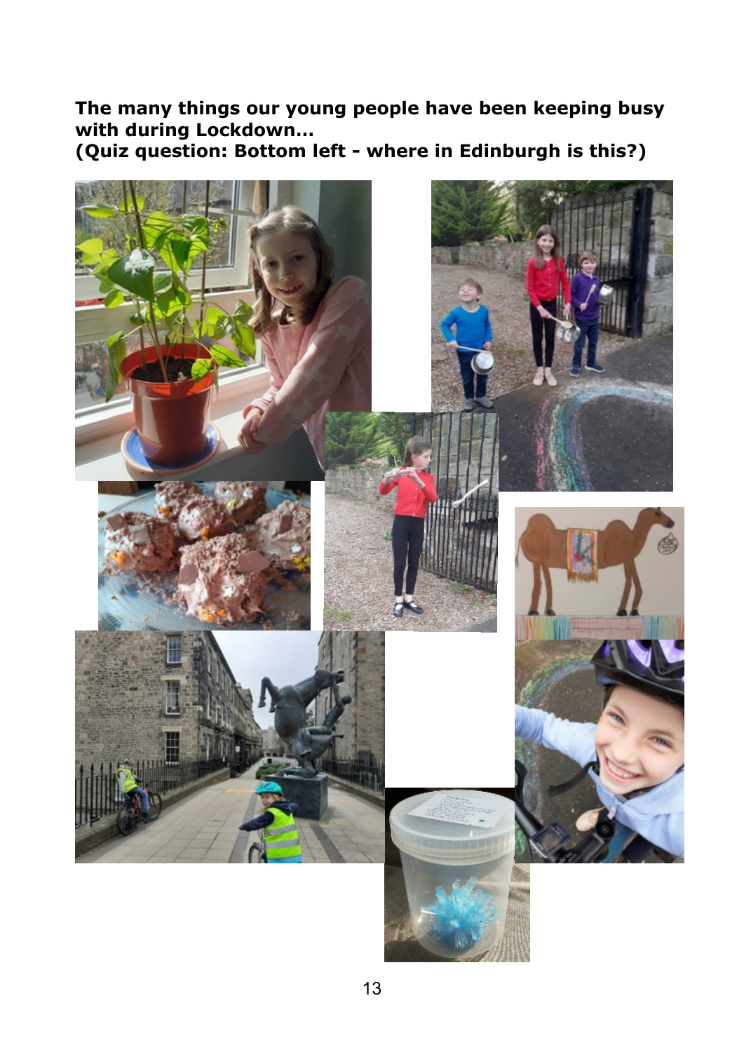**The many things our young people have been keeping busy with during Lockdown…**
**(Quiz question: Bottom left - where in Edinburgh is this?)**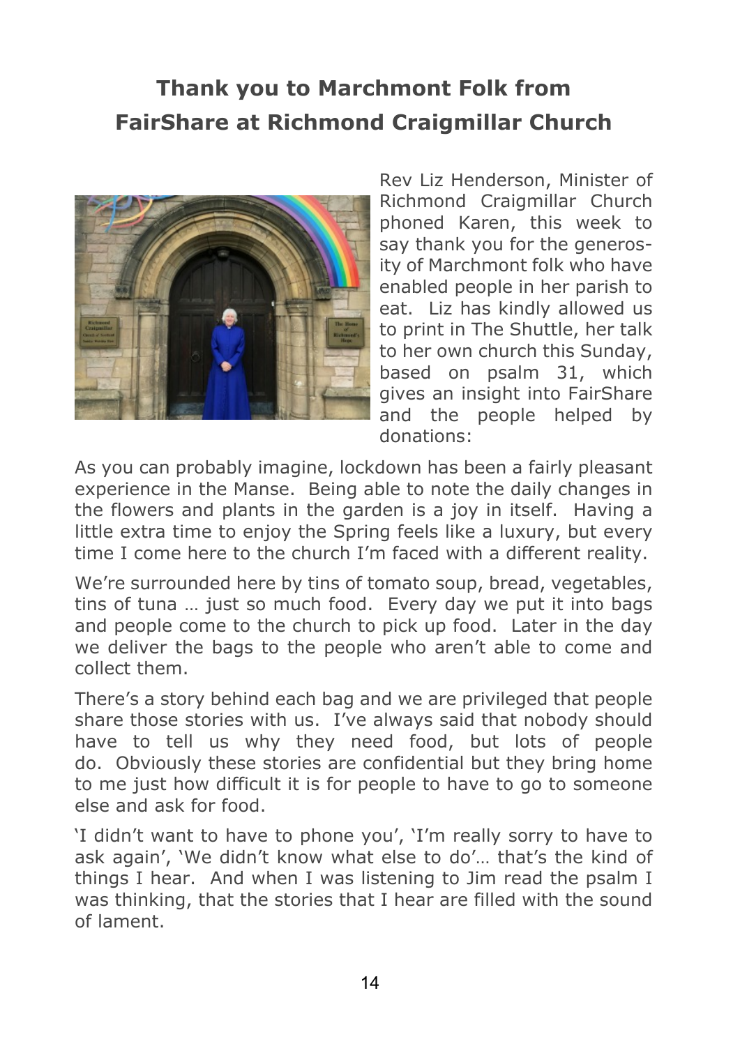# Thank you to Marchmont Folk from FairShare at Richmond Craigmillar Church

Rev Liz Henderson, Minister of Richmond Craigmillar Church phoned Karen, this week to say thank you for the generosity of Marchmont folk who have enabled people in her parish to eat. Liz has kindly allowed us to print in The Shuttle, her talk to her own church this Sunday, based on psalm 31, which gives an insight into FairShare and the people helped by donations:

As you can probably imagine, lockdown has been a fairly pleasant experience in the Manse. Being able to note the daily changes in the flowers and plants in the garden is a joy in itself. Having a little extra time to enjoy the Spring feels like a luxury, but every time I come here to the church I'm faced with a different reality.

We're surrounded here by tins of tomato soup, bread, vegetables, tins of tuna … just so much food. Every day we put it into bags and people come to the church to pick up food. Later in the day we deliver the bags to the people who aren't able to come and collect them.

There's a story behind each bag and we are privileged that people share those stories with us. I've always said that nobody should have to tell us why they need food, but lots of people do. Obviously these stories are confidential but they bring home to me just how difficult it is for people to have to go to someone else and ask for food.

'I didn't want to have to phone you', 'I'm really sorry to have to ask again', 'We didn't know what else to do'… that's the kind of things I hear. And when I was listening to Jim read the psalm I was thinking, that the stories that I hear are filled with the sound of lament.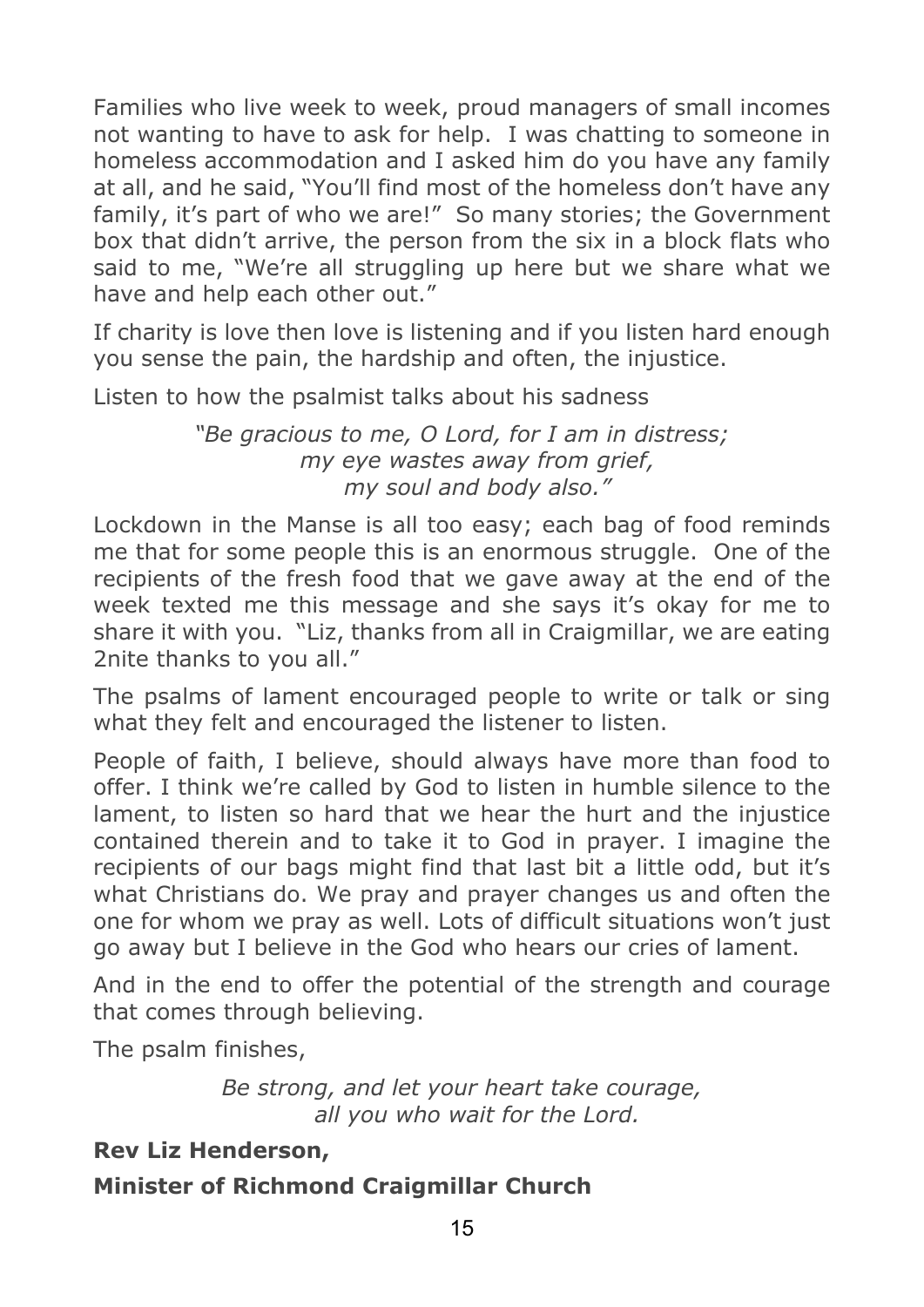Families who live week to week, proud managers of small incomes not wanting to have to ask for help. I was chatting to someone in homeless accommodation and I asked him do you have any family at all, and he said, "You'll find most of the homeless don't have any family, it's part of who we are!" So many stories; the Government box that didn't arrive, the person from the six in a block flats who said to me, "We're all struggling up here but we share what we have and help each other out."

If charity is love then love is listening and if you listen hard enough you sense the pain, the hardship and often, the injustice.

Listen to how the psalmist talks about his sadness

*"Be gracious to me, O Lord, for I am in distress;*
*my eye wastes away from grief,*
*my soul and body also."*

Lockdown in the Manse is all too easy; each bag of food reminds me that for some people this is an enormous struggle. One of the recipients of the fresh food that we gave away at the end of the week texted me this message and she says it's okay for me to share it with you. "Liz, thanks from all in Craigmillar, we are eating 2nite thanks to you all."

The psalms of lament encouraged people to write or talk or sing what they felt and encouraged the listener to listen.

People of faith, I believe, should always have more than food to offer. I think we're called by God to listen in humble silence to the lament, to listen so hard that we hear the hurt and the injustice contained therein and to take it to God in prayer. I imagine the recipients of our bags might find that last bit a little odd, but it's what Christians do. We pray and prayer changes us and often the one for whom we pray as well. Lots of difficult situations won't just go away but I believe in the God who hears our cries of lament.

And in the end to offer the potential of the strength and courage that comes through believing.

The psalm finishes,

*Be strong, and let your heart take courage,*
*all you who wait for the Lord.*

**Rev Liz Henderson,**

**Minister of Richmond Craigmillar Church**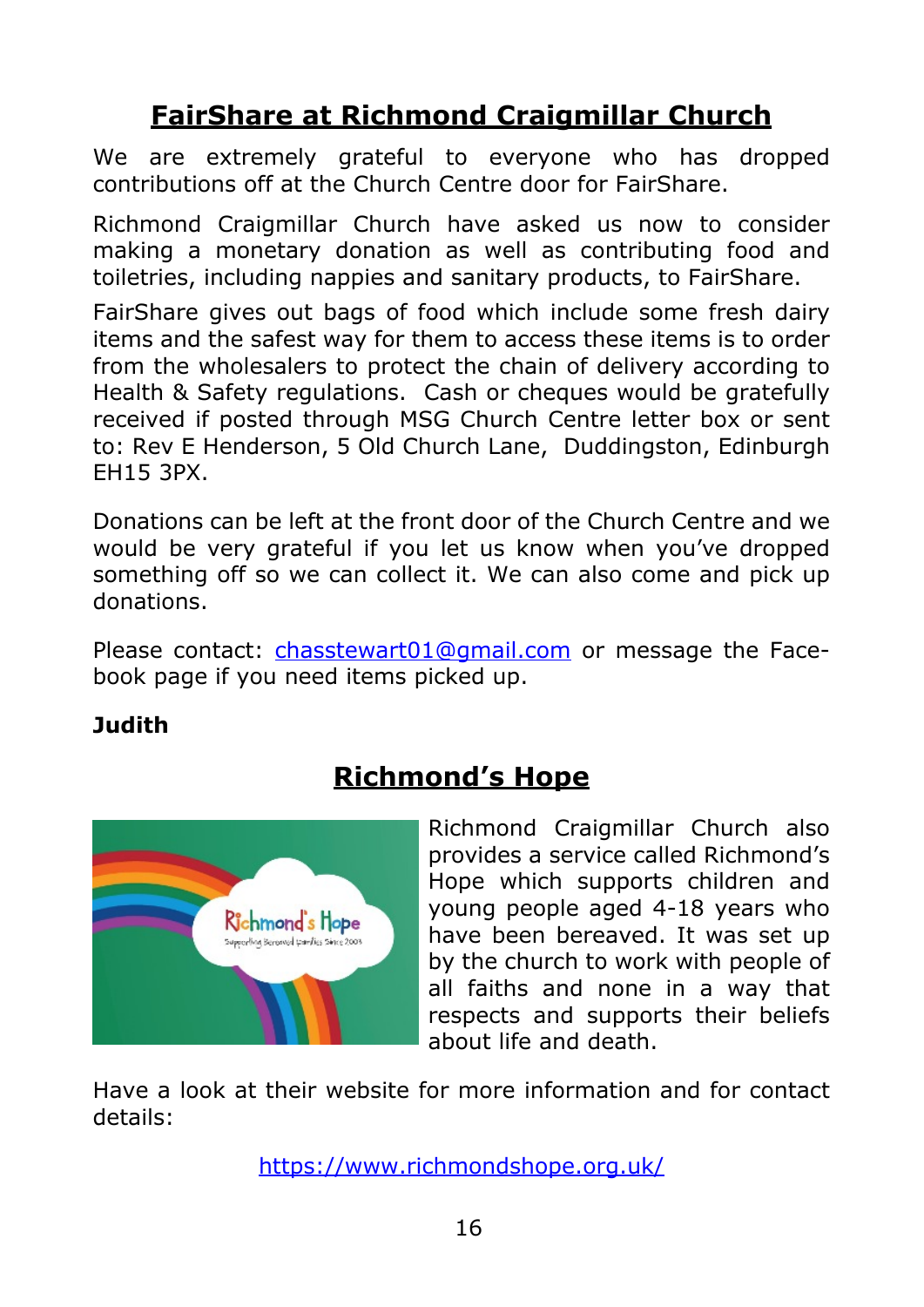## FairShare at Richmond Craigmillar Church

We are extremely grateful to everyone who has dropped contributions off at the Church Centre door for FairShare.

Richmond Craigmillar Church have asked us now to consider making a monetary donation as well as contributing food and toiletries, including nappies and sanitary products, to FairShare.

FairShare gives out bags of food which include some fresh dairy items and the safest way for them to access these items is to order from the wholesalers to protect the chain of delivery according to Health & Safety regulations. Cash or cheques would be gratefully received if posted through MSG Church Centre letter box or sent to: Rev E Henderson, 5 Old Church Lane, Duddingston, Edinburgh EH15 3PX.

Donations can be left at the front door of the Church Centre and we would be very grateful if you let us know when you've dropped something off so we can collect it. We can also come and pick up donations.

Please contact: chasstewart01@gmail.com or message the Facebook page if you need items picked up.

**Judith**

## Richmond's Hope

Richmond Craigmillar Church also provides a service called Richmond's Hope which supports children and young people aged 4-18 years who have been bereaved. It was set up by the church to work with people of all faiths and none in a way that respects and supports their beliefs about life and death.

Have a look at their website for more information and for contact details:

https://www.richmondshope.org.uk/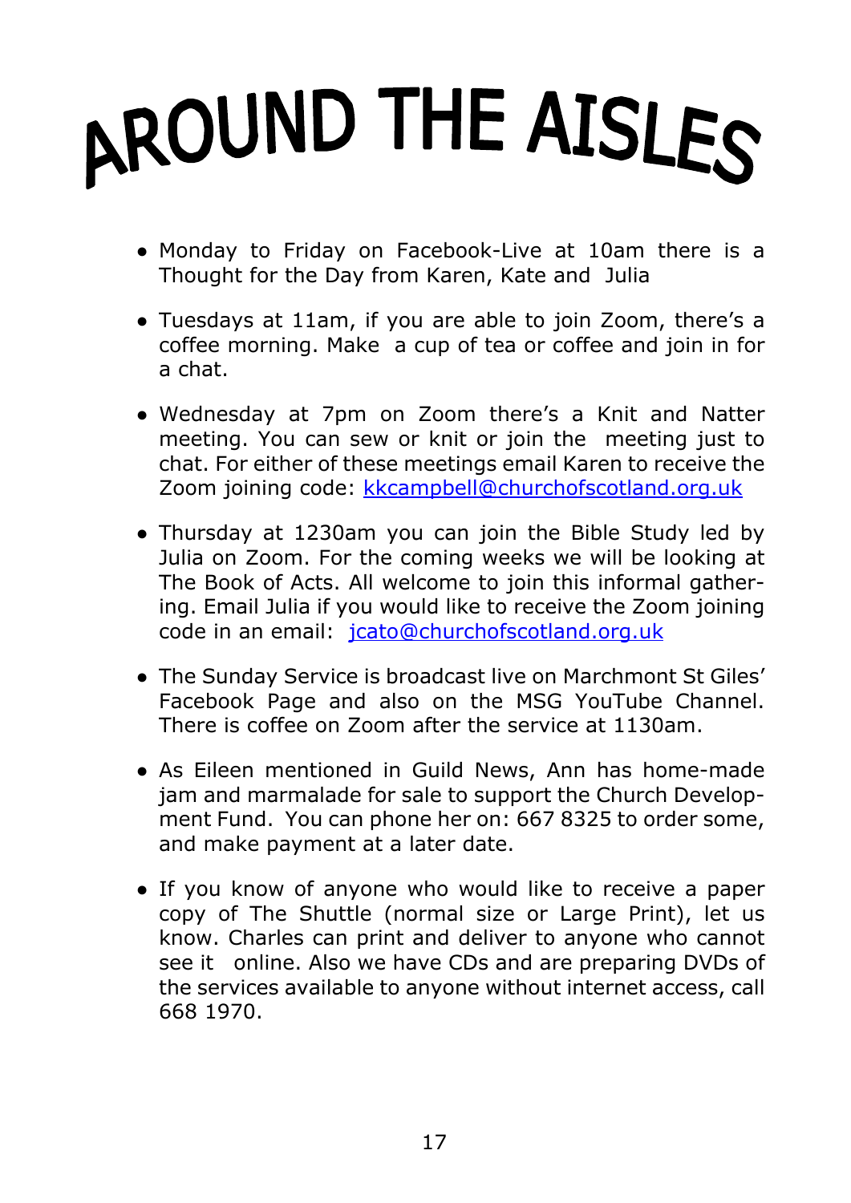# AROUND THE AISLES

- Monday to Friday on Facebook-Live at 10am there is a Thought for the Day from Karen, Kate and Julia

- Tuesdays at 11am, if you are able to join Zoom, there's a coffee morning. Make a cup of tea or coffee and join in for a chat.

- Wednesday at 7pm on Zoom there's a Knit and Natter meeting. You can sew or knit or join the meeting just to chat. For either of these meetings email Karen to receive the Zoom joining code: kkcampbell@churchofscotland.org.uk

- Thursday at 1230am you can join the Bible Study led by Julia on Zoom. For the coming weeks we will be looking at The Book of Acts. All welcome to join this informal gathering. Email Julia if you would like to receive the Zoom joining code in an email: jcato@churchofscotland.org.uk

- The Sunday Service is broadcast live on Marchmont St Giles' Facebook Page and also on the MSG YouTube Channel. There is coffee on Zoom after the service at 1130am.

- As Eileen mentioned in Guild News, Ann has home-made jam and marmalade for sale to support the Church Development Fund. You can phone her on: 667 8325 to order some, and make payment at a later date.

- If you know of anyone who would like to receive a paper copy of The Shuttle (normal size or Large Print), let us know. Charles can print and deliver to anyone who cannot see it online. Also we have CDs and are preparing DVDs of the services available to anyone without internet access, call 668 1970.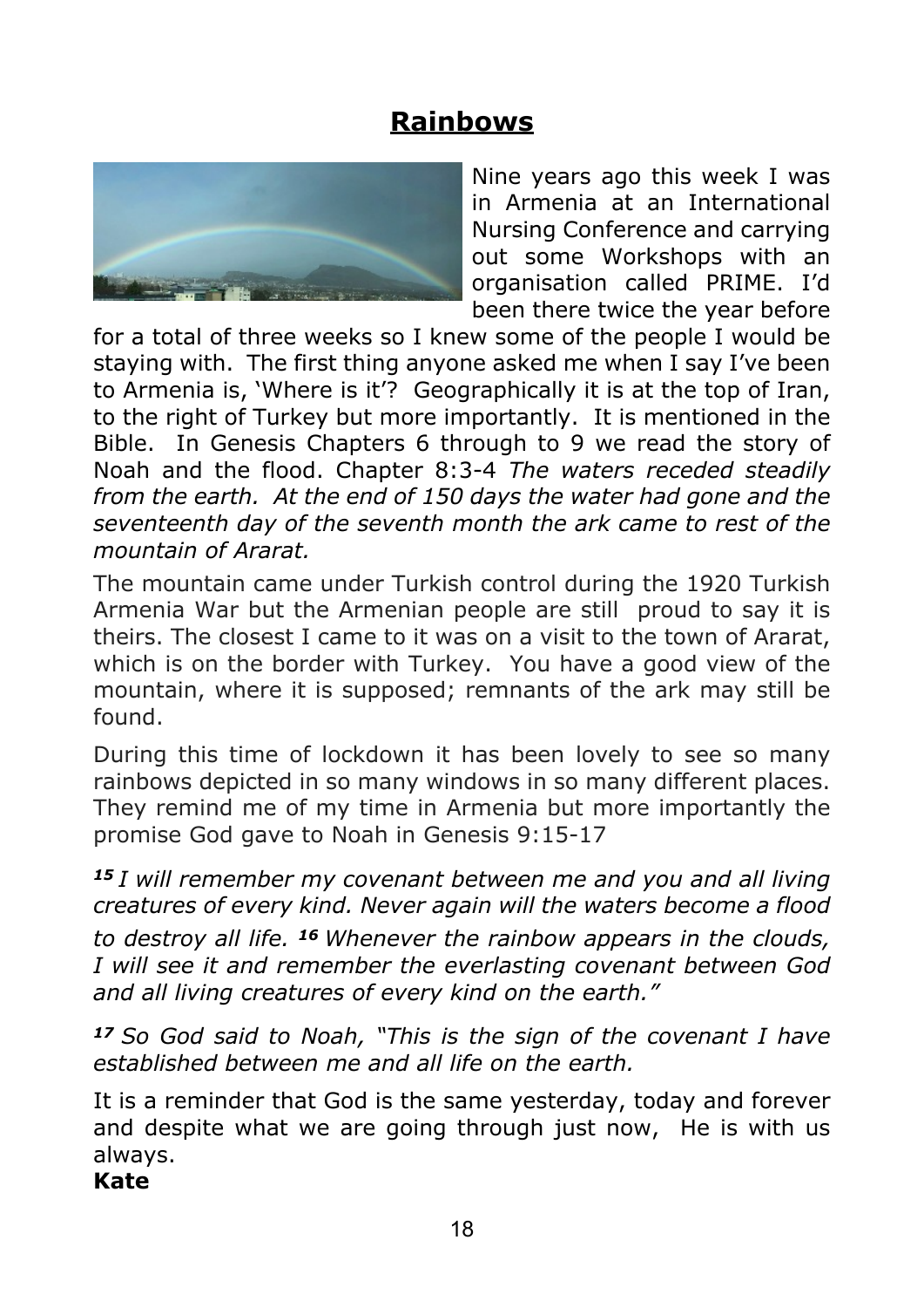# **Rainbows**

Nine years ago this week I was in Armenia at an International Nursing Conference and carrying out some Workshops with an organisation called PRIME. I'd been there twice the year before for a total of three weeks so I knew some of the people I would be staying with. The first thing anyone asked me when I say I've been to Armenia is, 'Where is it'? Geographically it is at the top of Iran, to the right of Turkey but more importantly. It is mentioned in the Bible. In Genesis Chapters 6 through to 9 we read the story of Noah and the flood. Chapter 8:3-4 *The waters receded steadily from the earth. At the end of 150 days the water had gone and the seventeenth day of the seventh month the ark came to rest of the mountain of Ararat.*

The mountain came under Turkish control during the 1920 Turkish Armenia War but the Armenian people are still proud to say it is theirs. The closest I came to it was on a visit to the town of Ararat, which is on the border with Turkey. You have a good view of the mountain, where it is supposed; remnants of the ark may still be found.

During this time of lockdown it has been lovely to see so many rainbows depicted in so many windows in so many different places. They remind me of my time in Armenia but more importantly the promise God gave to Noah in Genesis 9:15-17

***15*** *I will remember my covenant between me and you and all living creatures of every kind. Never again will the waters become a flood to destroy all life.* ***16*** *Whenever the rainbow appears in the clouds, I will see it and remember the everlasting covenant between God and all living creatures of every kind on the earth."*

***17*** *So God said to Noah, "This is the sign of the covenant I have established between me and all life on the earth.*

It is a reminder that God is the same yesterday, today and forever and despite what we are going through just now, He is with us always.

**Kate**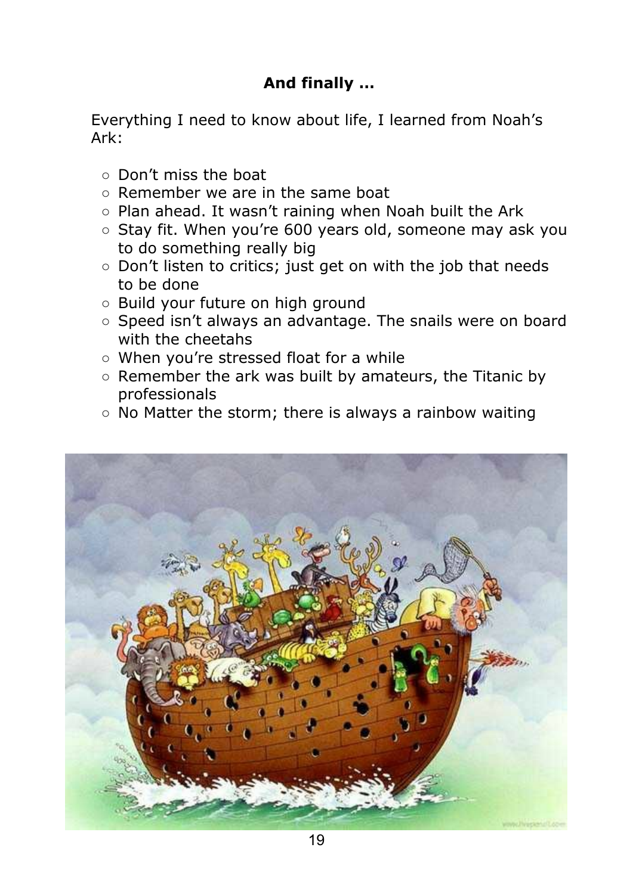## And finally ...

Everything I need to know about life, I learned from Noah's Ark:

- Don't miss the boat
- Remember we are in the same boat
- Plan ahead. It wasn't raining when Noah built the Ark
- Stay fit. When you're 600 years old, someone may ask you to do something really big
- Don't listen to critics; just get on with the job that needs to be done
- Build your future on high ground
- Speed isn't always an advantage. The snails were on board with the cheetahs
- When you're stressed float for a while
- Remember the ark was built by amateurs, the Titanic by professionals
- No Matter the storm; there is always a rainbow waiting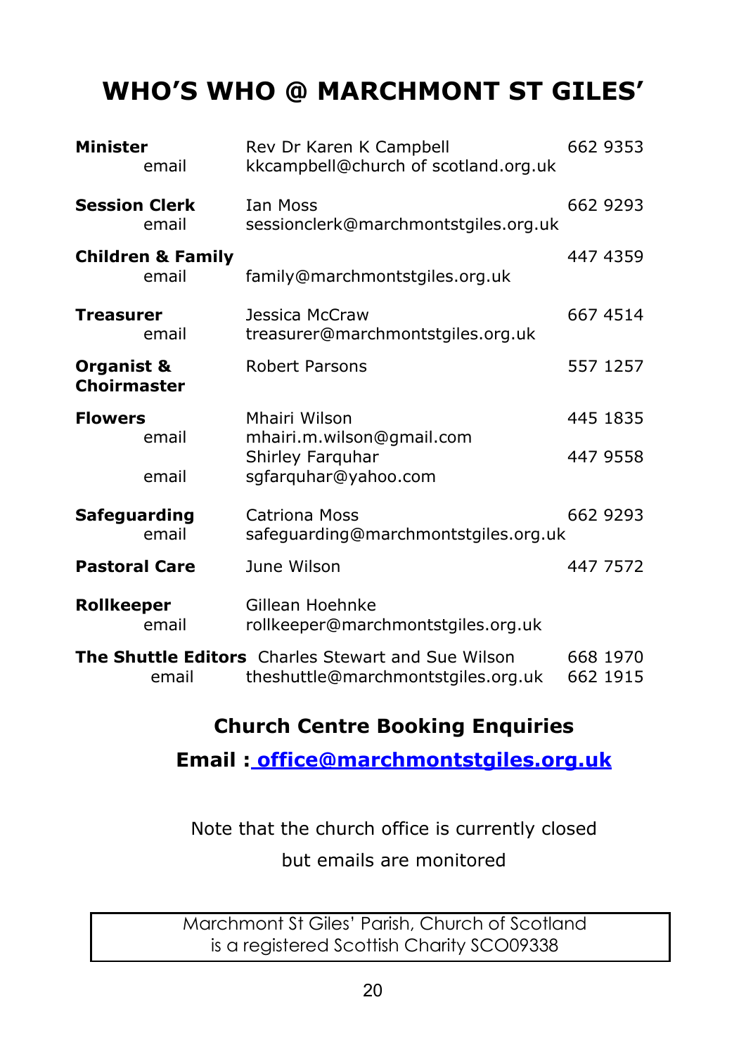# WHO'S WHO @ MARCHMONT ST GILES'

| | | |
|---|---|---|
| **Minister** | Rev Dr Karen K Campbell | 662 9353 |
| email | kkcampbell@church of scotland.org.uk | |
| **Session Clerk** | Ian Moss | 662 9293 |
| email | sessionclerk@marchmontstgiles.org.uk | |
| **Children & Family** | | 447 4359 |
| email | family@marchmontstgiles.org.uk | |
| **Treasurer** | Jessica McCraw | 667 4514 |
| email | treasurer@marchmontstgiles.org.uk | |
| **Organist & Choirmaster** | Robert Parsons | 557 1257 |
| **Flowers** | Mhairi Wilson | 445 1835 |
| email | mhairi.m.wilson@gmail.com | |
| | Shirley Farquhar | 447 9558 |
| email | sgfarquhar@yahoo.com | |
| **Safeguarding** | Catriona Moss | 662 9293 |
| email | safeguarding@marchmontstgiles.org.uk | |
| **Pastoral Care** | June Wilson | 447 7572 |
| **Rollkeeper** | Gillean Hoehnke | |
| email | rollkeeper@marchmontstgiles.org.uk | |
| **The Shuttle Editors** | Charles Stewart and Sue Wilson | 668 1970 |
| email | theshuttle@marchmontstgiles.org.uk | 662 1915 |

## Church Centre Booking Enquiries

**Email : office@marchmontstgiles.org.uk**

Note that the church office is currently closed
but emails are monitored

Marchmont St Giles' Parish, Church of Scotland
is a registered Scottish Charity SCO09338